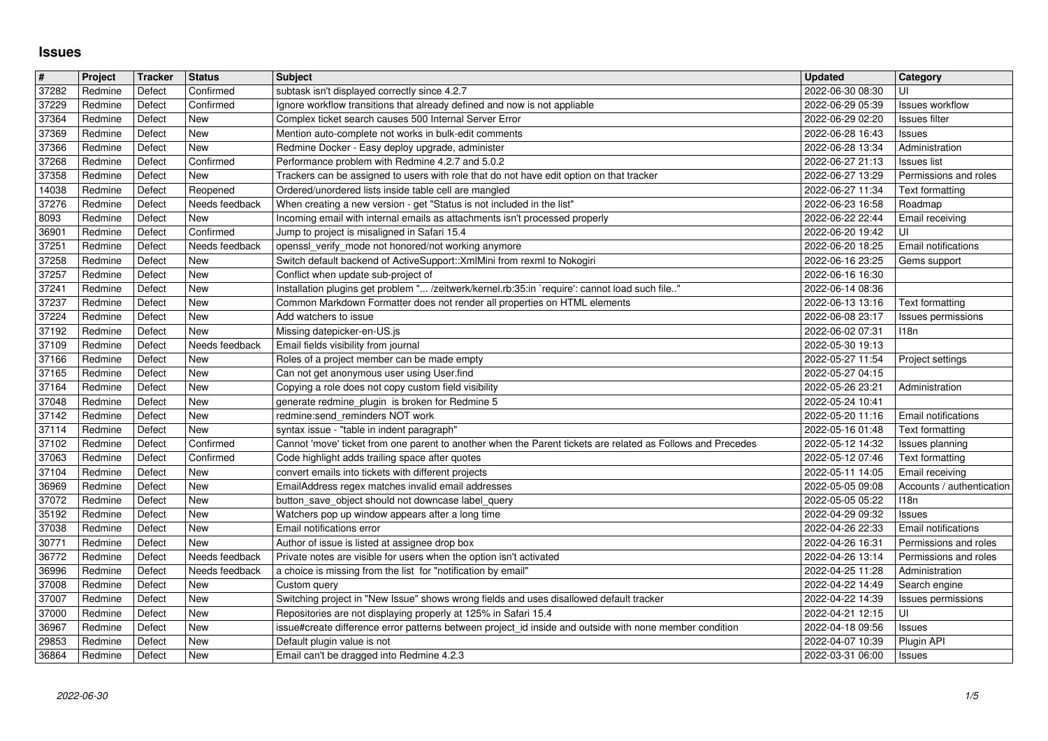# Issues

| # | Project | Tracker | Status | Subject | Updated | Category |
|---|---|---|---|---|---|---|
| 37282 | Redmine | Defect | Confirmed | subtask isn't displayed correctly since 4.2.7 | 2022-06-30 08:30 | UI |
| 37229 | Redmine | Defect | Confirmed | Ignore workflow transitions that already defined and now is not appliable | 2022-06-29 05:39 | Issues workflow |
| 37364 | Redmine | Defect | New | Complex ticket search causes 500 Internal Server Error | 2022-06-29 02:20 | Issues filter |
| 37369 | Redmine | Defect | New | Mention auto-complete not works in bulk-edit comments | 2022-06-28 16:43 | Issues |
| 37366 | Redmine | Defect | New | Redmine Docker - Easy deploy upgrade, administer | 2022-06-28 13:34 | Administration |
| 37268 | Redmine | Defect | Confirmed | Performance problem with Redmine 4.2.7 and 5.0.2 | 2022-06-27 21:13 | Issues list |
| 37358 | Redmine | Defect | New | Trackers can be assigned to users with role that do not have edit option on that tracker | 2022-06-27 13:29 | Permissions and roles |
| 14038 | Redmine | Defect | Reopened | Ordered/unordered lists inside table cell are mangled | 2022-06-27 11:34 | Text formatting |
| 37276 | Redmine | Defect | Needs feedback | When creating a new version - get "Status is not included in the list" | 2022-06-23 16:58 | Roadmap |
| 8093 | Redmine | Defect | New | Incoming email with internal emails as attachments isn't processed properly | 2022-06-22 22:44 | Email receiving |
| 36901 | Redmine | Defect | Confirmed | Jump to project is misaligned in Safari 15.4 | 2022-06-20 19:42 | UI |
| 37251 | Redmine | Defect | Needs feedback | openssl_verify_mode not honored/not working anymore | 2022-06-20 18:25 | Email notifications |
| 37258 | Redmine | Defect | New | Switch default backend of ActiveSupport::XmlMini from rexml to Nokogiri | 2022-06-16 23:25 | Gems support |
| 37257 | Redmine | Defect | New | Conflict when update sub-project of | 2022-06-16 16:30 | |
| 37241 | Redmine | Defect | New | Installation plugins get problem "... /zeitwerk/kernel.rb:35:in `require': cannot load such file.." | 2022-06-14 08:36 | |
| 37237 | Redmine | Defect | New | Common Markdown Formatter does not render all properties on HTML elements | 2022-06-13 13:16 | Text formatting |
| 37224 | Redmine | Defect | New | Add watchers to issue | 2022-06-08 23:17 | Issues permissions |
| 37192 | Redmine | Defect | New | Missing datepicker-en-US.js | 2022-06-02 07:31 | I18n |
| 37109 | Redmine | Defect | Needs feedback | Email fields visibility from journal | 2022-05-30 19:13 | |
| 37166 | Redmine | Defect | New | Roles of a project member can be made empty | 2022-05-27 11:54 | Project settings |
| 37165 | Redmine | Defect | New | Can not get anonymous user using User.find | 2022-05-27 04:15 | |
| 37164 | Redmine | Defect | New | Copying a role does not copy custom field visibility | 2022-05-26 23:21 | Administration |
| 37048 | Redmine | Defect | New | generate redmine_plugin is broken for Redmine 5 | 2022-05-24 10:41 | |
| 37142 | Redmine | Defect | New | redmine:send_reminders NOT work | 2022-05-20 11:16 | Email notifications |
| 37114 | Redmine | Defect | New | syntax issue - "table in indent paragraph" | 2022-05-16 01:48 | Text formatting |
| 37102 | Redmine | Defect | Confirmed | Cannot 'move' ticket from one parent to another when the Parent tickets are related as Follows and Precedes | 2022-05-12 14:32 | Issues planning |
| 37063 | Redmine | Defect | Confirmed | Code highlight adds trailing space after quotes | 2022-05-12 07:46 | Text formatting |
| 37104 | Redmine | Defect | New | convert emails into tickets with different projects | 2022-05-11 14:05 | Email receiving |
| 36969 | Redmine | Defect | New | EmailAddress regex matches invalid email addresses | 2022-05-05 09:08 | Accounts / authentication |
| 37072 | Redmine | Defect | New | button_save_object should not downcase label_query | 2022-05-05 05:22 | I18n |
| 35192 | Redmine | Defect | New | Watchers pop up window appears after a long time | 2022-04-29 09:32 | Issues |
| 37038 | Redmine | Defect | New | Email notifications error | 2022-04-26 22:33 | Email notifications |
| 30771 | Redmine | Defect | New | Author of issue is listed at assignee drop box | 2022-04-26 16:31 | Permissions and roles |
| 36772 | Redmine | Defect | Needs feedback | Private notes are visible for users when the option isn't activated | 2022-04-26 13:14 | Permissions and roles |
| 36996 | Redmine | Defect | Needs feedback | a choice is missing from the list for "notification by email" | 2022-04-25 11:28 | Administration |
| 37008 | Redmine | Defect | New | Custom query | 2022-04-22 14:49 | Search engine |
| 37007 | Redmine | Defect | New | Switching project in "New Issue" shows wrong fields and uses disallowed default tracker | 2022-04-22 14:39 | Issues permissions |
| 37000 | Redmine | Defect | New | Repositories are not displaying properly at 125% in Safari 15.4 | 2022-04-21 12:15 | UI |
| 36967 | Redmine | Defect | New | issue#create difference error patterns between project_id inside and outside with none member condition | 2022-04-18 09:56 | Issues |
| 29853 | Redmine | Defect | New | Default plugin value is not | 2022-04-07 10:39 | Plugin API |
| 36864 | Redmine | Defect | New | Email can't be dragged into Redmine 4.2.3 | 2022-03-31 06:00 | Issues |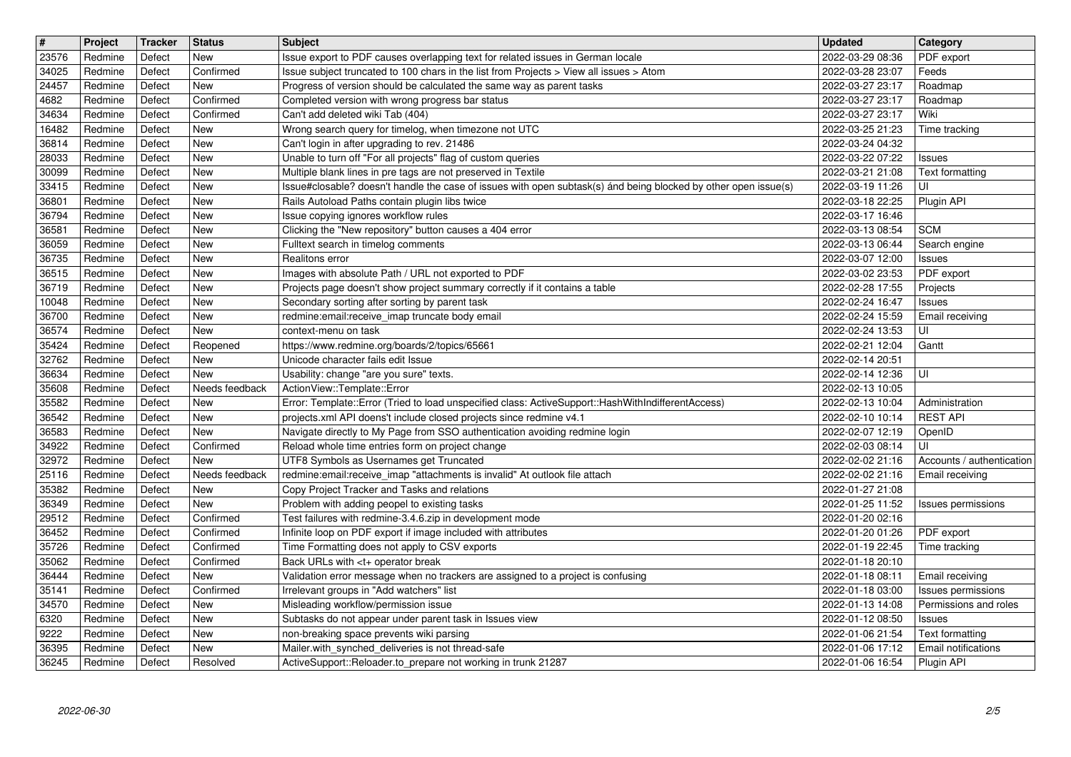| # | Project | Tracker | Status | Subject | Updated | Category |
|---|---|---|---|---|---|---|
| 23576 | Redmine | Defect | New | Issue export to PDF causes overlapping text for related issues in German locale | 2022-03-29 08:36 | PDF export |
| 34025 | Redmine | Defect | Confirmed | Issue subject truncated to 100 chars in the list from Projects > View all issues > Atom | 2022-03-28 23:07 | Feeds |
| 24457 | Redmine | Defect | New | Progress of version should be calculated the same way as parent tasks | 2022-03-27 23:17 | Roadmap |
| 4682 | Redmine | Defect | Confirmed | Completed version with wrong progress bar status | 2022-03-27 23:17 | Roadmap |
| 34634 | Redmine | Defect | Confirmed | Can't add deleted wiki Tab (404) | 2022-03-27 23:17 | Wiki |
| 16482 | Redmine | Defect | New | Wrong search query for timelog, when timezone not UTC | 2022-03-25 21:23 | Time tracking |
| 36814 | Redmine | Defect | New | Can't login in after upgrading to rev. 21486 | 2022-03-24 04:32 | |
| 28033 | Redmine | Defect | New | Unable to turn off "For all projects" flag of custom queries | 2022-03-22 07:22 | Issues |
| 30099 | Redmine | Defect | New | Multiple blank lines in pre tags are not preserved in Textile | 2022-03-21 21:08 | Text formatting |
| 33415 | Redmine | Defect | New | Issue#closable? doesn't handle the case of issues with open subtask(s) ánd being blocked by other open issue(s) | 2022-03-19 11:26 | UI |
| 36801 | Redmine | Defect | New | Rails Autoload Paths contain plugin libs twice | 2022-03-18 22:25 | Plugin API |
| 36794 | Redmine | Defect | New | Issue copying ignores workflow rules | 2022-03-17 16:46 | |
| 36581 | Redmine | Defect | New | Clicking the "New repository" button causes a 404 error | 2022-03-13 08:54 | SCM |
| 36059 | Redmine | Defect | New | Fulltext search in timelog comments | 2022-03-13 06:44 | Search engine |
| 36735 | Redmine | Defect | New | Realitons error | 2022-03-07 12:00 | Issues |
| 36515 | Redmine | Defect | New | Images with absolute Path / URL not exported to PDF | 2022-03-02 23:53 | PDF export |
| 36719 | Redmine | Defect | New | Projects page doesn't show project summary correctly if it contains a table | 2022-02-28 17:55 | Projects |
| 10048 | Redmine | Defect | New | Secondary sorting after sorting by parent task | 2022-02-24 16:47 | Issues |
| 36700 | Redmine | Defect | New | redmine:email:receive_imap truncate body email | 2022-02-24 15:59 | Email receiving |
| 36574 | Redmine | Defect | New | context-menu on task | 2022-02-24 13:53 | UI |
| 35424 | Redmine | Defect | Reopened | https://www.redmine.org/boards/2/topics/65661 | 2022-02-21 12:04 | Gantt |
| 32762 | Redmine | Defect | New | Unicode character fails edit Issue | 2022-02-14 20:51 | |
| 36634 | Redmine | Defect | New | Usability: change "are you sure" texts. | 2022-02-14 12:36 | UI |
| 35608 | Redmine | Defect | Needs feedback | ActionView::Template::Error | 2022-02-13 10:05 | |
| 35582 | Redmine | Defect | New | Error: Template::Error (Tried to load unspecified class: ActiveSupport::HashWithIndifferentAccess) | 2022-02-13 10:04 | Administration |
| 36542 | Redmine | Defect | New | projects.xml API doens't include closed projects since redmine v4.1 | 2022-02-10 10:14 | REST API |
| 36583 | Redmine | Defect | New | Navigate directly to My Page from SSO authentication avoiding redmine login | 2022-02-07 12:19 | OpenID |
| 34922 | Redmine | Defect | Confirmed | Reload whole time entries form on project change | 2022-02-03 08:14 | UI |
| 32972 | Redmine | Defect | New | UTF8 Symbols as Usernames get Truncated | 2022-02-02 21:16 | Accounts / authentication |
| 25116 | Redmine | Defect | Needs feedback | redmine:email:receive_imap "attachments is invalid" At outlook file attach | 2022-02-02 21:16 | Email receiving |
| 35382 | Redmine | Defect | New | Copy Project Tracker and Tasks and relations | 2022-01-27 21:08 | |
| 36349 | Redmine | Defect | New | Problem with adding peopel to existing tasks | 2022-01-25 11:52 | Issues permissions |
| 29512 | Redmine | Defect | Confirmed | Test failures with redmine-3.4.6.zip in development mode | 2022-01-20 02:16 | |
| 36452 | Redmine | Defect | Confirmed | Infinite loop on PDF export if image included with attributes | 2022-01-20 01:26 | PDF export |
| 35726 | Redmine | Defect | Confirmed | Time Formatting does not apply to CSV exports | 2022-01-19 22:45 | Time tracking |
| 35062 | Redmine | Defect | Confirmed | Back URLs with <t+ operator break | 2022-01-18 20:10 | |
| 36444 | Redmine | Defect | New | Validation error message when no trackers are assigned to a project is confusing | 2022-01-18 08:11 | Email receiving |
| 35141 | Redmine | Defect | Confirmed | Irrelevant groups in "Add watchers" list | 2022-01-18 03:00 | Issues permissions |
| 34570 | Redmine | Defect | New | Misleading workflow/permission issue | 2022-01-13 14:08 | Permissions and roles |
| 6320 | Redmine | Defect | New | Subtasks do not appear under parent task in Issues view | 2022-01-12 08:50 | Issues |
| 9222 | Redmine | Defect | New | non-breaking space prevents wiki parsing | 2022-01-06 21:54 | Text formatting |
| 36395 | Redmine | Defect | New | Mailer.with_synched_deliveries is not thread-safe | 2022-01-06 17:12 | Email notifications |
| 36245 | Redmine | Defect | Resolved | ActiveSupport::Reloader.to_prepare not working in trunk 21287 | 2022-01-06 16:54 | Plugin API |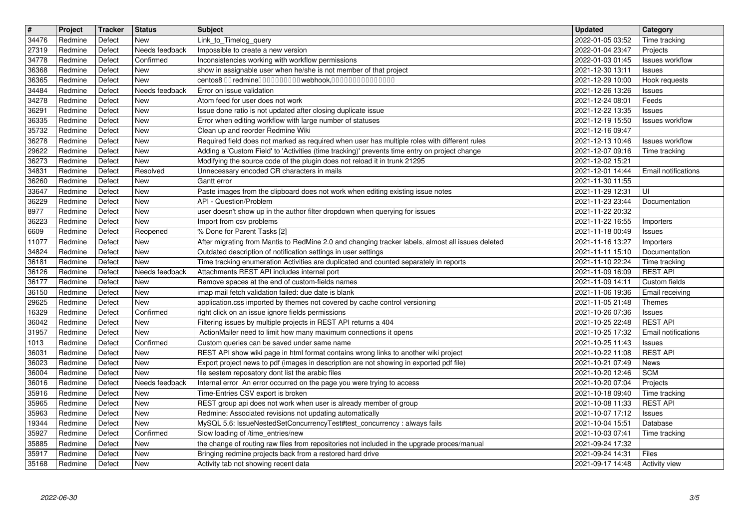| # | Project | Tracker | Status | Subject | Updated | Category |
|---|---|---|---|---|---|---|
| 34476 | Redmine | Defect | New | Link_to_Timelog_query | 2022-01-05 03:52 | Time tracking |
| 27319 | Redmine | Defect | Needs feedback | Impossible to create a new version | 2022-01-04 23:47 | Projects |
| 34778 | Redmine | Defect | Confirmed | Inconsistencies working with workflow permissions | 2022-01-03 01:45 | Issues workflow |
| 36368 | Redmine | Defect | New | show in assignable user when he/she is not member of that project | 2021-12-30 13:11 | Issues |
| 36365 | Redmine | Defect | New | centos8 □□ redmine□□□□□□□□□ webhook,□□□□□□□□□□□□□□□ | 2021-12-29 10:00 | Hook requests |
| 34484 | Redmine | Defect | Needs feedback | Error on issue validation | 2021-12-26 13:26 | Issues |
| 34278 | Redmine | Defect | New | Atom feed for user does not work | 2021-12-24 08:01 | Feeds |
| 36291 | Redmine | Defect | New | Issue done ratio is not updated after closing duplicate issue | 2021-12-22 13:35 | Issues |
| 36335 | Redmine | Defect | New | Error when editing workflow with large number of statuses | 2021-12-19 15:50 | Issues workflow |
| 35732 | Redmine | Defect | New | Clean up and reorder Redmine Wiki | 2021-12-16 09:47 | |
| 36278 | Redmine | Defect | New | Required field does not marked as required when user has multiple roles with different rules | 2021-12-13 10:46 | Issues workflow |
| 29622 | Redmine | Defect | New | Adding a 'Custom Field' to 'Activities (time tracking)' prevents time entry on project change | 2021-12-07 09:16 | Time tracking |
| 36273 | Redmine | Defect | New | Modifying the source code of the plugin does not reload it in trunk 21295 | 2021-12-02 15:21 | |
| 34831 | Redmine | Defect | Resolved | Unnecessary encoded CR characters in mails | 2021-12-01 14:44 | Email notifications |
| 36260 | Redmine | Defect | New | Gantt error | 2021-11-30 11:55 | |
| 33647 | Redmine | Defect | New | Paste images from the clipboard does not work when editing existing issue notes | 2021-11-29 12:31 | UI |
| 36229 | Redmine | Defect | New | API - Question/Problem | 2021-11-23 23:44 | Documentation |
| 8977 | Redmine | Defect | New | user doesn't show up in the author filter dropdown when querying for issues | 2021-11-22 20:32 | |
| 36223 | Redmine | Defect | New | Import from csv problems | 2021-11-22 16:55 | Importers |
| 6609 | Redmine | Defect | Reopened | % Done for Parent Tasks [2] | 2021-11-18 00:49 | Issues |
| 11077 | Redmine | Defect | New | After migrating from Mantis to RedMine 2.0 and changing tracker labels, almost all issues deleted | 2021-11-16 13:27 | Importers |
| 34824 | Redmine | Defect | New | Outdated description of notification settings in user settings | 2021-11-11 15:10 | Documentation |
| 36181 | Redmine | Defect | New | Time tracking enumeration Activities are duplicated and counted separately in reports | 2021-11-10 22:24 | Time tracking |
| 36126 | Redmine | Defect | Needs feedback | Attachments REST API includes internal port | 2021-11-09 16:09 | REST API |
| 36177 | Redmine | Defect | New | Remove spaces at the end of custom-fields names | 2021-11-09 14:11 | Custom fields |
| 36150 | Redmine | Defect | New | imap mail fetch validation failed: due date is blank | 2021-11-06 19:36 | Email receiving |
| 29625 | Redmine | Defect | New | application.css imported by themes not covered by cache control versioning | 2021-11-05 21:48 | Themes |
| 16329 | Redmine | Defect | Confirmed | right click on an issue ignore fields permissions | 2021-10-26 07:36 | Issues |
| 36042 | Redmine | Defect | New | Filtering issues by multiple projects in REST API returns a 404 | 2021-10-25 22:48 | REST API |
| 31957 | Redmine | Defect | New | ActionMailer need to limit how many maximum connections it opens | 2021-10-25 17:32 | Email notifications |
| 1013 | Redmine | Defect | Confirmed | Custom queries can be saved under same name | 2021-10-25 11:43 | Issues |
| 36031 | Redmine | Defect | New | REST API show wiki page in html format contains wrong links to another wiki project | 2021-10-22 11:08 | REST API |
| 36023 | Redmine | Defect | New | Export project news to pdf (images in description are not showing in exported pdf file) | 2021-10-21 07:49 | News |
| 36004 | Redmine | Defect | New | file sestem reposatory dont list the arabic files | 2021-10-20 12:46 | SCM |
| 36016 | Redmine | Defect | Needs feedback | Internal error An error occurred on the page you were trying to access | 2021-10-20 07:04 | Projects |
| 35916 | Redmine | Defect | New | Time-Entries CSV export is broken | 2021-10-18 09:40 | Time tracking |
| 35965 | Redmine | Defect | New | REST group api does not work when user is already member of group | 2021-10-08 11:33 | REST API |
| 35963 | Redmine | Defect | New | Redmine: Associated revisions not updating automatically | 2021-10-07 17:12 | Issues |
| 19344 | Redmine | Defect | New | MySQL 5.6: IssueNestedSetConcurrencyTest#test_concurrency : always fails | 2021-10-04 15:51 | Database |
| 35927 | Redmine | Defect | Confirmed | Slow loading of /time_entries/new | 2021-10-03 07:41 | Time tracking |
| 35885 | Redmine | Defect | New | the change of routing raw files from repositories not included in the upgrade proces/manual | 2021-09-24 17:32 | |
| 35917 | Redmine | Defect | New | Bringing redmine projects back from a restored hard drive | 2021-09-24 14:31 | Files |
| 35168 | Redmine | Defect | New | Activity tab not showing recent data | 2021-09-17 14:48 | Activity view |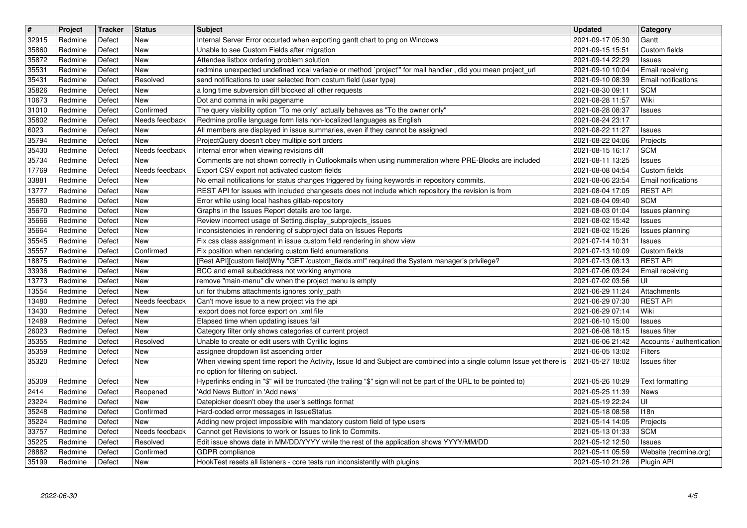| # | Project | Tracker | Status | Subject | Updated | Category |
| --- | --- | --- | --- | --- | --- | --- |
| 32915 | Redmine | Defect | New | Internal Server Error occurted when exporting gantt chart to png on Windows | 2021-09-17 05:30 | Gantt |
| 35860 | Redmine | Defect | New | Unable to see Custom Fields after migration | 2021-09-15 15:51 | Custom fields |
| 35872 | Redmine | Defect | New | Attendee listbox ordering problem solution | 2021-09-14 22:29 | Issues |
| 35531 | Redmine | Defect | New | redmine unexpected undefined local variable or method `project'" for mail handler , did you mean project_url | 2021-09-10 10:04 | Email receiving |
| 35431 | Redmine | Defect | Resolved | send notifications to user selected from costum field (user type) | 2021-09-10 08:39 | Email notifications |
| 35826 | Redmine | Defect | New | a long time subversion diff blocked all other requests | 2021-08-30 09:11 | SCM |
| 10673 | Redmine | Defect | New | Dot and comma in wiki pagename | 2021-08-28 11:57 | Wiki |
| 31010 | Redmine | Defect | Confirmed | The query visibility option "To me only" actually behaves as "To the owner only" | 2021-08-28 08:37 | Issues |
| 35802 | Redmine | Defect | Needs feedback | Redmine profile language form lists non-localized languages as English | 2021-08-24 23:17 | |
| 6023 | Redmine | Defect | New | All members are displayed in issue summaries, even if they cannot be assigned | 2021-08-22 11:27 | Issues |
| 35794 | Redmine | Defect | New | ProjectQuery doesn't obey multiple sort orders | 2021-08-22 04:06 | Projects |
| 35430 | Redmine | Defect | Needs feedback | Internal error when viewing revisions diff | 2021-08-15 16:17 | SCM |
| 35734 | Redmine | Defect | New | Comments are not shown correctly in Outlookmails when using nummeration where PRE-Blocks are included | 2021-08-11 13:25 | Issues |
| 17769 | Redmine | Defect | Needs feedback | Export CSV export not activated custom fields | 2021-08-08 04:54 | Custom fields |
| 33881 | Redmine | Defect | New | No email notifications for status changes triggered by fixing keywords in repository commits. | 2021-08-06 23:54 | Email notifications |
| 13777 | Redmine | Defect | New | REST API for issues with included changesets does not include which repository the revision is from | 2021-08-04 17:05 | REST API |
| 35680 | Redmine | Defect | New | Error while using local hashes gitlab-repository | 2021-08-04 09:40 | SCM |
| 35670 | Redmine | Defect | New | Graphs in the Issues Report details are too large. | 2021-08-03 01:04 | Issues planning |
| 35666 | Redmine | Defect | New | Review incorrect usage of Setting.display_subprojects_issues | 2021-08-02 15:42 | Issues |
| 35664 | Redmine | Defect | New | Inconsistencies in rendering of subproject data on Issues Reports | 2021-08-02 15:26 | Issues planning |
| 35545 | Redmine | Defect | New | Fix css class assignment in issue custom field rendering in show view | 2021-07-14 10:31 | Issues |
| 35557 | Redmine | Defect | Confirmed | Fix position when rendering custom field enumerations | 2021-07-13 10:09 | Custom fields |
| 18875 | Redmine | Defect | New | [Rest API][custom field]Why "GET /custom_fields.xml" required the System manager's privilege? | 2021-07-13 08:13 | REST API |
| 33936 | Redmine | Defect | New | BCC and email subaddress not working anymore | 2021-07-06 03:24 | Email receiving |
| 13773 | Redmine | Defect | New | remove "main-menu" div when the project menu is empty | 2021-07-02 03:56 | UI |
| 13554 | Redmine | Defect | New | url for thubms attachments ignores :only_path | 2021-06-29 11:24 | Attachments |
| 13480 | Redmine | Defect | Needs feedback | Can't move issue to a new project via the api | 2021-06-29 07:30 | REST API |
| 13430 | Redmine | Defect | New | :export does not force export on .xml file | 2021-06-29 07:14 | Wiki |
| 12489 | Redmine | Defect | New | Elapsed time when updating issues fail | 2021-06-10 15:00 | Issues |
| 26023 | Redmine | Defect | New | Category filter only shows categories of current project | 2021-06-08 18:15 | Issues filter |
| 35355 | Redmine | Defect | Resolved | Unable to create or edit users with Cyrillic logins | 2021-06-06 21:42 | Accounts / authentication |
| 35359 | Redmine | Defect | New | assignee dropdown list ascending order | 2021-06-05 13:02 | Filters |
| 35320 | Redmine | Defect | New | When viewing spent time report the Activity, Issue Id and Subject are combined into a single column Issue yet there is no option for filtering on subject. | 2021-05-27 18:02 | Issues filter |
| 35309 | Redmine | Defect | New | Hyperlinks ending in "$" will be truncated (the trailing "$" sign will not be part of the URL to be pointed to) | 2021-05-26 10:29 | Text formatting |
| 2414 | Redmine | Defect | Reopened | 'Add News Button' in 'Add news' | 2021-05-25 11:39 | News |
| 23224 | Redmine | Defect | New | Datepicker doesn't obey the user's settings format | 2021-05-19 22:24 | UI |
| 35248 | Redmine | Defect | Confirmed | Hard-coded error messages in IssueStatus | 2021-05-18 08:58 | I18n |
| 35224 | Redmine | Defect | New | Adding new project impossible with mandatory custom field of type users | 2021-05-14 14:05 | Projects |
| 33757 | Redmine | Defect | Needs feedback | Cannot get Revisions to work or Issues to link to Commits. | 2021-05-13 01:33 | SCM |
| 35225 | Redmine | Defect | Resolved | Edit issue shows date in MM/DD/YYYY while the rest of the application shows YYYY/MM/DD | 2021-05-12 12:50 | Issues |
| 28882 | Redmine | Defect | Confirmed | GDPR compliance | 2021-05-11 05:59 | Website (redmine.org) |
| 35199 | Redmine | Defect | New | HookTest resets all listeners - core tests run inconsistently with plugins | 2021-05-10 21:26 | Plugin API |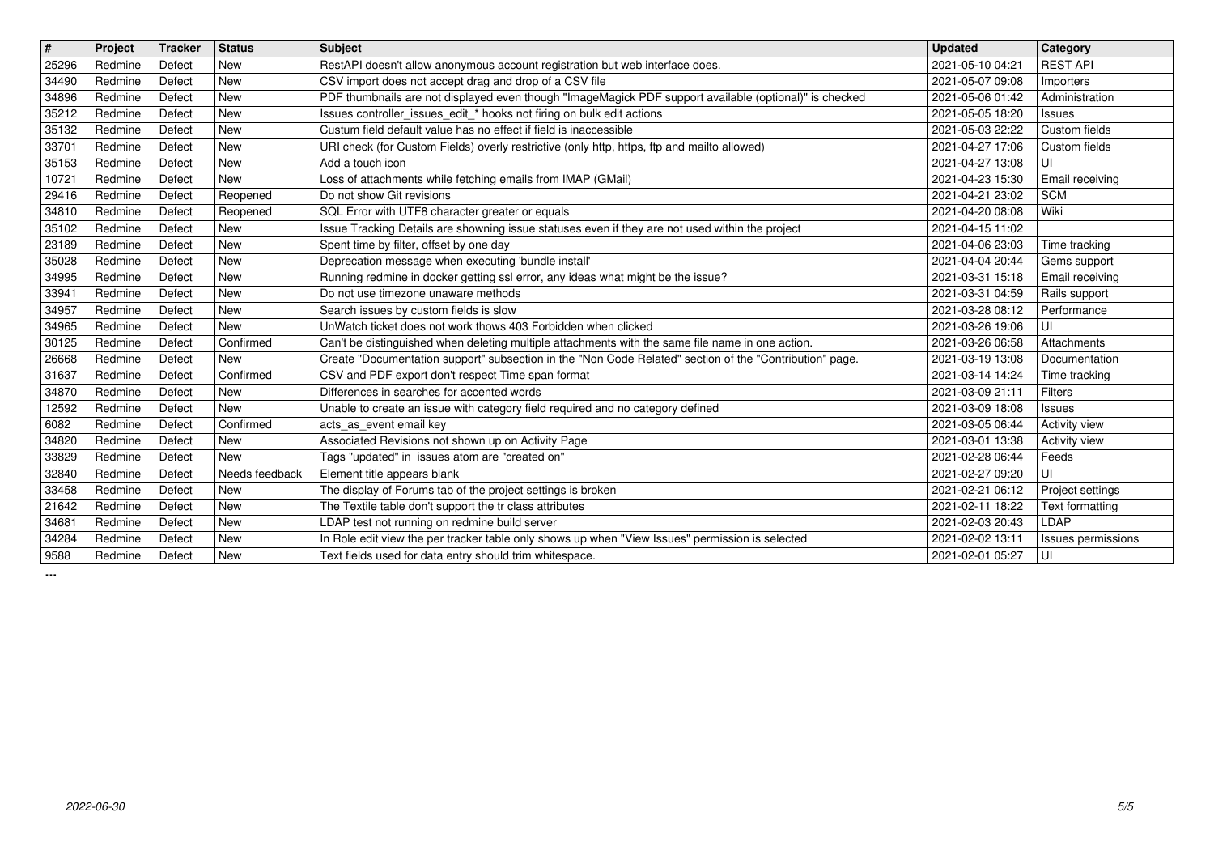| # | Project | Tracker | Status | Subject | Updated | Category |
| --- | --- | --- | --- | --- | --- | --- |
| 25296 | Redmine | Defect | New | RestAPI doesn't allow anonymous account registration but web interface does. | 2021-05-10 04:21 | REST API |
| 34490 | Redmine | Defect | New | CSV import does not accept drag and drop of a CSV file | 2021-05-07 09:08 | Importers |
| 34896 | Redmine | Defect | New | PDF thumbnails are not displayed even though "ImageMagick PDF support available (optional)" is checked | 2021-05-06 01:42 | Administration |
| 35212 | Redmine | Defect | New | Issues controller_issues_edit_* hooks not firing on bulk edit actions | 2021-05-05 18:20 | Issues |
| 35132 | Redmine | Defect | New | Custum field default value has no effect if field is inaccessible | 2021-05-03 22:22 | Custom fields |
| 33701 | Redmine | Defect | New | URI check (for Custom Fields) overly restrictive (only http, https, ftp and mailto allowed) | 2021-04-27 17:06 | Custom fields |
| 35153 | Redmine | Defect | New | Add a touch icon | 2021-04-27 13:08 | UI |
| 10721 | Redmine | Defect | New | Loss of attachments while fetching emails from IMAP (GMail) | 2021-04-23 15:30 | Email receiving |
| 29416 | Redmine | Defect | Reopened | Do not show Git revisions | 2021-04-21 23:02 | SCM |
| 34810 | Redmine | Defect | Reopened | SQL Error with UTF8 character greater or equals | 2021-04-20 08:08 | Wiki |
| 35102 | Redmine | Defect | New | Issue Tracking Details are showning issue statuses even if they are not used within the project | 2021-04-15 11:02 | |
| 23189 | Redmine | Defect | New | Spent time by filter, offset by one day | 2021-04-06 23:03 | Time tracking |
| 35028 | Redmine | Defect | New | Deprecation message when executing 'bundle install' | 2021-04-04 20:44 | Gems support |
| 34995 | Redmine | Defect | New | Running redmine in docker getting ssl error, any ideas what might be the issue? | 2021-03-31 15:18 | Email receiving |
| 33941 | Redmine | Defect | New | Do not use timezone unaware methods | 2021-03-31 04:59 | Rails support |
| 34957 | Redmine | Defect | New | Search issues by custom fields is slow | 2021-03-28 08:12 | Performance |
| 34965 | Redmine | Defect | New | UnWatch ticket does not work thows 403 Forbidden when clicked | 2021-03-26 19:06 | UI |
| 30125 | Redmine | Defect | Confirmed | Can't be distinguished when deleting multiple attachments with the same file name in one action. | 2021-03-26 06:58 | Attachments |
| 26668 | Redmine | Defect | New | Create "Documentation support" subsection in the "Non Code Related" section of the "Contribution" page. | 2021-03-19 13:08 | Documentation |
| 31637 | Redmine | Defect | Confirmed | CSV and PDF export don't respect Time span format | 2021-03-14 14:24 | Time tracking |
| 34870 | Redmine | Defect | New | Differences in searches for accented words | 2021-03-09 21:11 | Filters |
| 12592 | Redmine | Defect | New | Unable to create an issue with category field required and no category defined | 2021-03-09 18:08 | Issues |
| 6082 | Redmine | Defect | Confirmed | acts_as_event email key | 2021-03-05 06:44 | Activity view |
| 34820 | Redmine | Defect | New | Associated Revisions not shown up on Activity Page | 2021-03-01 13:38 | Activity view |
| 33829 | Redmine | Defect | New | Tags "updated" in issues atom are "created on" | 2021-02-28 06:44 | Feeds |
| 32840 | Redmine | Defect | Needs feedback | Element title appears blank | 2021-02-27 09:20 | UI |
| 33458 | Redmine | Defect | New | The display of Forums tab of the project settings is broken | 2021-02-21 06:12 | Project settings |
| 21642 | Redmine | Defect | New | The Textile table don't support the tr class attributes | 2021-02-11 18:22 | Text formatting |
| 34681 | Redmine | Defect | New | LDAP test not running on redmine build server | 2021-02-03 20:43 | LDAP |
| 34284 | Redmine | Defect | New | In Role edit view the per tracker table only shows up when "View Issues" permission is selected | 2021-02-02 13:11 | Issues permissions |
| 9588 | Redmine | Defect | New | Text fields used for data entry should trim whitespace. | 2021-02-01 05:27 | UI |

...